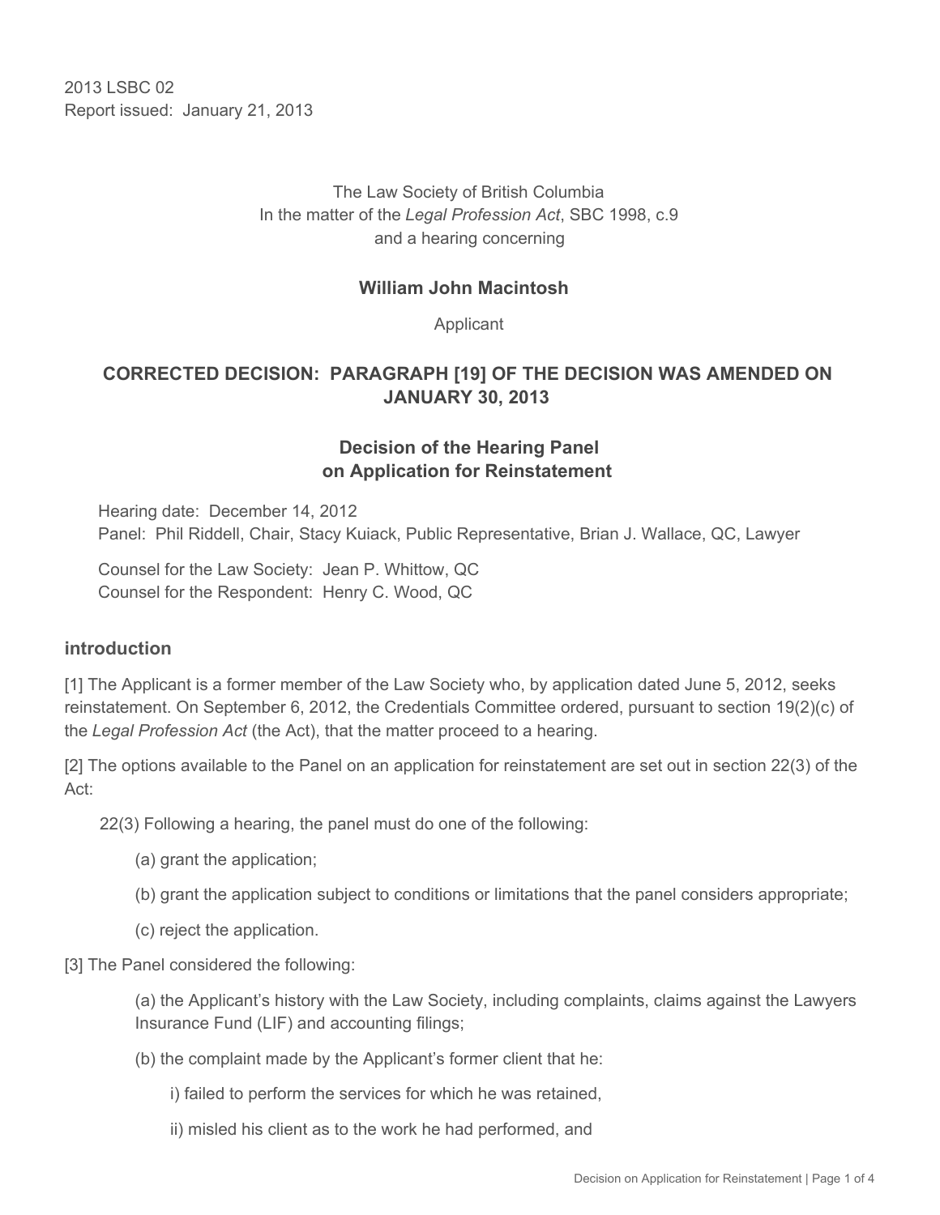2013 LSBC 02
Report issued: January 21, 2013

The Law Society of British Columbia
In the matter of the *Legal Profession Act*, SBC 1998, c.9
and a hearing concerning

**William John Macintosh**

Applicant

## CORRECTED DECISION: PARAGRAPH [19] OF THE DECISION WAS AMENDED ON JANUARY 30, 2013

## Decision of the Hearing Panel on Application for Reinstatement

Hearing date: December 14, 2012
Panel: Phil Riddell, Chair, Stacy Kuiack, Public Representative, Brian J. Wallace, QC, Lawyer

Counsel for the Law Society: Jean P. Whittow, QC
Counsel for the Respondent: Henry C. Wood, QC

### introduction

[1] The Applicant is a former member of the Law Society who, by application dated June 5, 2012, seeks reinstatement. On September 6, 2012, the Credentials Committee ordered, pursuant to section 19(2)(c) of the *Legal Profession Act* (the Act), that the matter proceed to a hearing.

[2] The options available to the Panel on an application for reinstatement are set out in section 22(3) of the Act:

> 22(3) Following a hearing, the panel must do one of the following:
>
> (a) grant the application;
>
> (b) grant the application subject to conditions or limitations that the panel considers appropriate;
>
> (c) reject the application.

[3] The Panel considered the following:

(a) the Applicant's history with the Law Society, including complaints, claims against the Lawyers Insurance Fund (LIF) and accounting filings;

(b) the complaint made by the Applicant's former client that he:

i) failed to perform the services for which he was retained,

ii) misled his client as to the work he had performed, and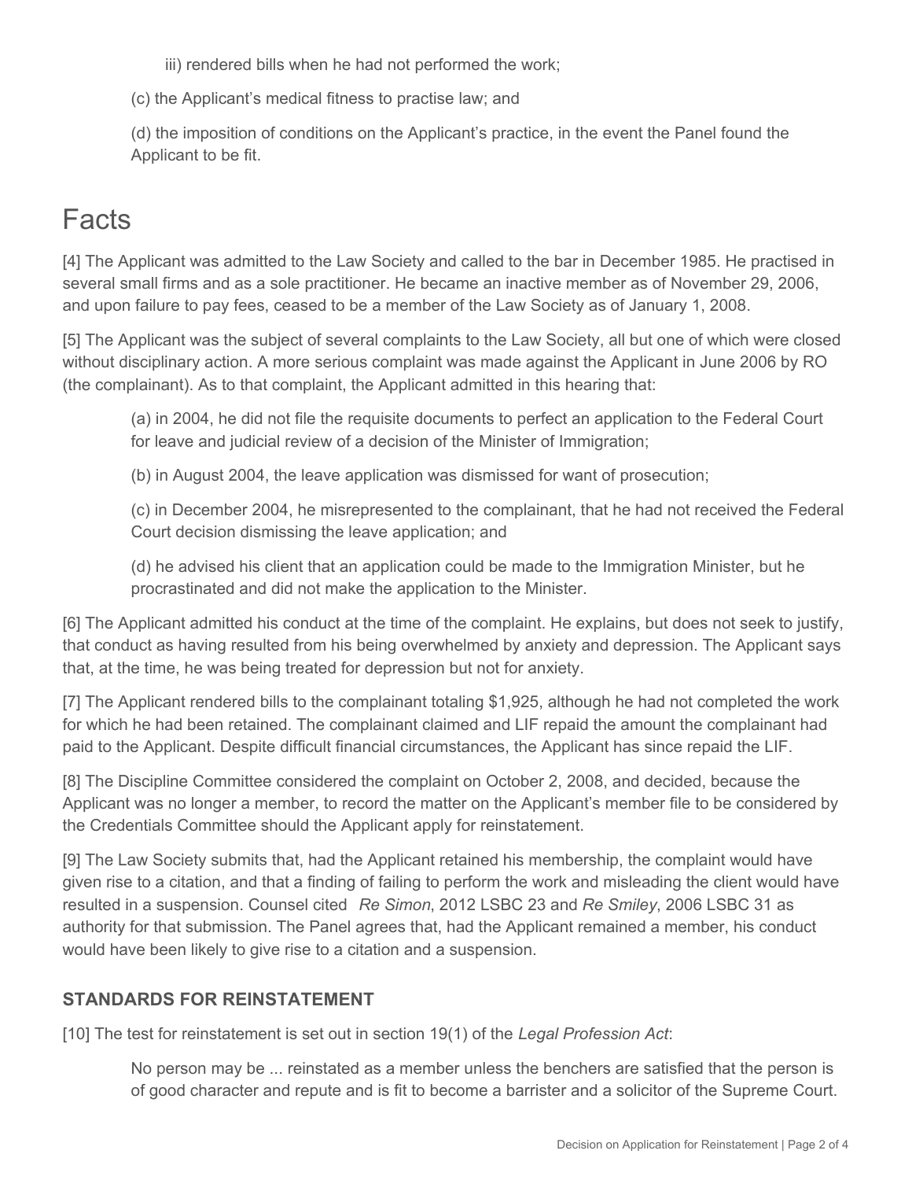iii) rendered bills when he had not performed the work;

(c) the Applicant's medical fitness to practise law; and

(d) the imposition of conditions on the Applicant's practice, in the event the Panel found the Applicant to be fit.

# Facts

[4] The Applicant was admitted to the Law Society and called to the bar in December 1985. He practised in several small firms and as a sole practitioner. He became an inactive member as of November 29, 2006, and upon failure to pay fees, ceased to be a member of the Law Society as of January 1, 2008.

[5] The Applicant was the subject of several complaints to the Law Society, all but one of which were closed without disciplinary action. A more serious complaint was made against the Applicant in June 2006 by RO (the complainant). As to that complaint, the Applicant admitted in this hearing that:

> (a) in 2004, he did not file the requisite documents to perfect an application to the Federal Court for leave and judicial review of a decision of the Minister of Immigration;
>
> (b) in August 2004, the leave application was dismissed for want of prosecution;
>
> (c) in December 2004, he misrepresented to the complainant, that he had not received the Federal Court decision dismissing the leave application; and
>
> (d) he advised his client that an application could be made to the Immigration Minister, but he procrastinated and did not make the application to the Minister.

[6] The Applicant admitted his conduct at the time of the complaint. He explains, but does not seek to justify, that conduct as having resulted from his being overwhelmed by anxiety and depression. The Applicant says that, at the time, he was being treated for depression but not for anxiety.

[7] The Applicant rendered bills to the complainant totaling $1,925, although he had not completed the work for which he had been retained. The complainant claimed and LIF repaid the amount the complainant had paid to the Applicant. Despite difficult financial circumstances, the Applicant has since repaid the LIF.

[8] The Discipline Committee considered the complaint on October 2, 2008, and decided, because the Applicant was no longer a member, to record the matter on the Applicant's member file to be considered by the Credentials Committee should the Applicant apply for reinstatement.

[9] The Law Society submits that, had the Applicant retained his membership, the complaint would have given rise to a citation, and that a finding of failing to perform the work and misleading the client would have resulted in a suspension. Counsel cited *Re Simon*, 2012 LSBC 23 and *Re Smiley*, 2006 LSBC 31 as authority for that submission. The Panel agrees that, had the Applicant remained a member, his conduct would have been likely to give rise to a citation and a suspension.

### STANDARDS FOR REINSTATEMENT

[10] The test for reinstatement is set out in section 19(1) of the *Legal Profession Act*:

> No person may be ... reinstated as a member unless the benchers are satisfied that the person is of good character and repute and is fit to become a barrister and a solicitor of the Supreme Court.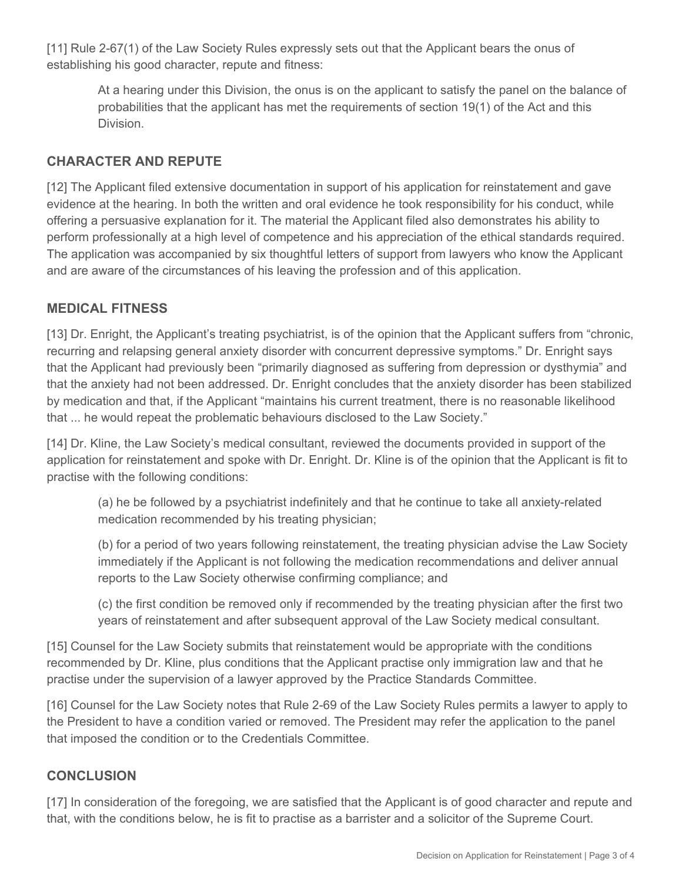[11] Rule 2-67(1) of the Law Society Rules expressly sets out that the Applicant bears the onus of establishing his good character, repute and fitness:

> At a hearing under this Division, the onus is on the applicant to satisfy the panel on the balance of probabilities that the applicant has met the requirements of section 19(1) of the Act and this Division.

## CHARACTER AND REPUTE

[12] The Applicant filed extensive documentation in support of his application for reinstatement and gave evidence at the hearing. In both the written and oral evidence he took responsibility for his conduct, while offering a persuasive explanation for it. The material the Applicant filed also demonstrates his ability to perform professionally at a high level of competence and his appreciation of the ethical standards required. The application was accompanied by six thoughtful letters of support from lawyers who know the Applicant and are aware of the circumstances of his leaving the profession and of this application.

## MEDICAL FITNESS

[13] Dr. Enright, the Applicant's treating psychiatrist, is of the opinion that the Applicant suffers from "chronic, recurring and relapsing general anxiety disorder with concurrent depressive symptoms." Dr. Enright says that the Applicant had previously been "primarily diagnosed as suffering from depression or dysthymia" and that the anxiety had not been addressed. Dr. Enright concludes that the anxiety disorder has been stabilized by medication and that, if the Applicant "maintains his current treatment, there is no reasonable likelihood that ... he would repeat the problematic behaviours disclosed to the Law Society."

[14] Dr. Kline, the Law Society's medical consultant, reviewed the documents provided in support of the application for reinstatement and spoke with Dr. Enright. Dr. Kline is of the opinion that the Applicant is fit to practise with the following conditions:

> (a) he be followed by a psychiatrist indefinitely and that he continue to take all anxiety-related medication recommended by his treating physician;
>
> (b) for a period of two years following reinstatement, the treating physician advise the Law Society immediately if the Applicant is not following the medication recommendations and deliver annual reports to the Law Society otherwise confirming compliance; and
>
> (c) the first condition be removed only if recommended by the treating physician after the first two years of reinstatement and after subsequent approval of the Law Society medical consultant.

[15] Counsel for the Law Society submits that reinstatement would be appropriate with the conditions recommended by Dr. Kline, plus conditions that the Applicant practise only immigration law and that he practise under the supervision of a lawyer approved by the Practice Standards Committee.

[16] Counsel for the Law Society notes that Rule 2-69 of the Law Society Rules permits a lawyer to apply to the President to have a condition varied or removed. The President may refer the application to the panel that imposed the condition or to the Credentials Committee.

## CONCLUSION

[17] In consideration of the foregoing, we are satisfied that the Applicant is of good character and repute and that, with the conditions below, he is fit to practise as a barrister and a solicitor of the Supreme Court.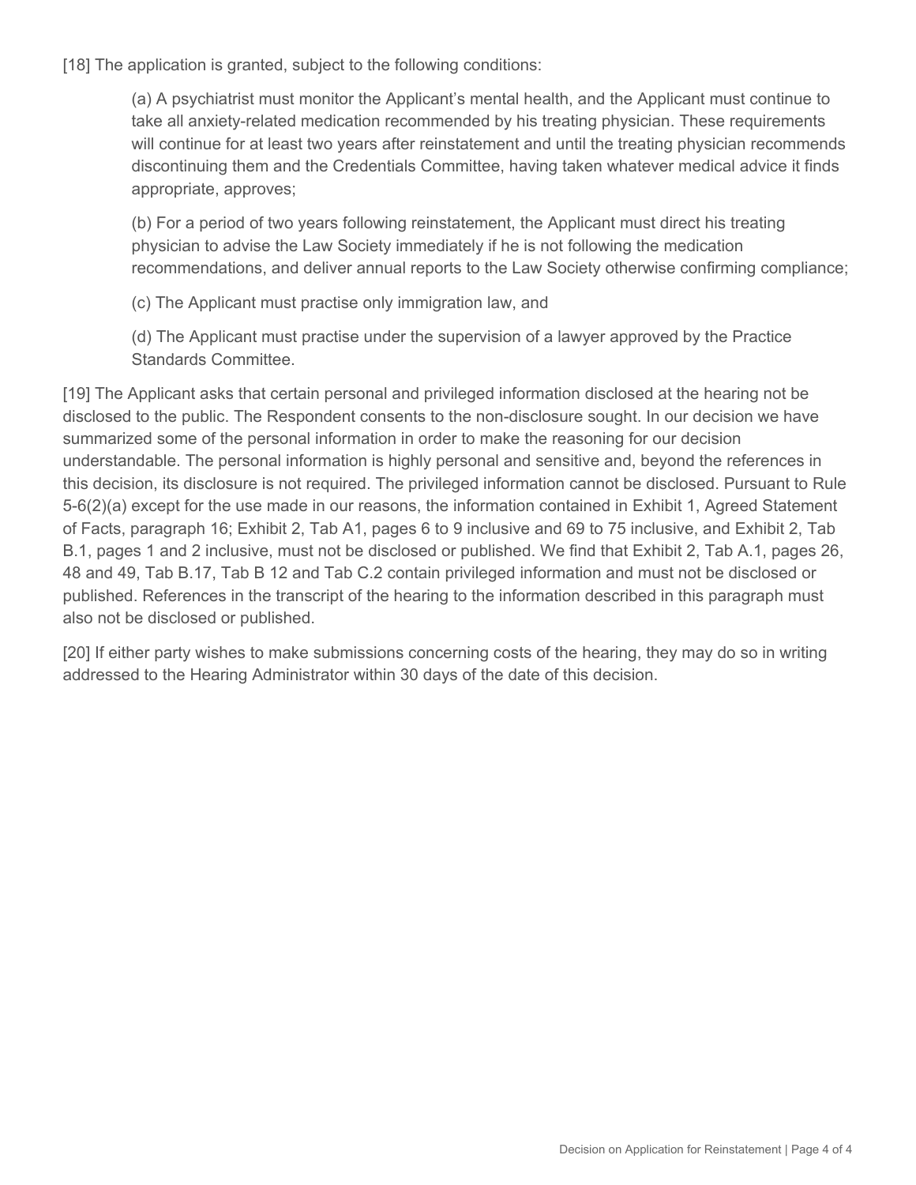[18] The application is granted, subject to the following conditions:

> (a) A psychiatrist must monitor the Applicant's mental health, and the Applicant must continue to take all anxiety-related medication recommended by his treating physician. These requirements will continue for at least two years after reinstatement and until the treating physician recommends discontinuing them and the Credentials Committee, having taken whatever medical advice it finds appropriate, approves;
>
> (b) For a period of two years following reinstatement, the Applicant must direct his treating physician to advise the Law Society immediately if he is not following the medication recommendations, and deliver annual reports to the Law Society otherwise confirming compliance;
>
> (c) The Applicant must practise only immigration law, and
>
> (d) The Applicant must practise under the supervision of a lawyer approved by the Practice Standards Committee.

[19] The Applicant asks that certain personal and privileged information disclosed at the hearing not be disclosed to the public. The Respondent consents to the non-disclosure sought. In our decision we have summarized some of the personal information in order to make the reasoning for our decision understandable. The personal information is highly personal and sensitive and, beyond the references in this decision, its disclosure is not required. The privileged information cannot be disclosed. Pursuant to Rule 5-6(2)(a) except for the use made in our reasons, the information contained in Exhibit 1, Agreed Statement of Facts, paragraph 16; Exhibit 2, Tab A1, pages 6 to 9 inclusive and 69 to 75 inclusive, and Exhibit 2, Tab B.1, pages 1 and 2 inclusive, must not be disclosed or published. We find that Exhibit 2, Tab A.1, pages 26, 48 and 49, Tab B.17, Tab B 12 and Tab C.2 contain privileged information and must not be disclosed or published. References in the transcript of the hearing to the information described in this paragraph must also not be disclosed or published.

[20] If either party wishes to make submissions concerning costs of the hearing, they may do so in writing addressed to the Hearing Administrator within 30 days of the date of this decision.